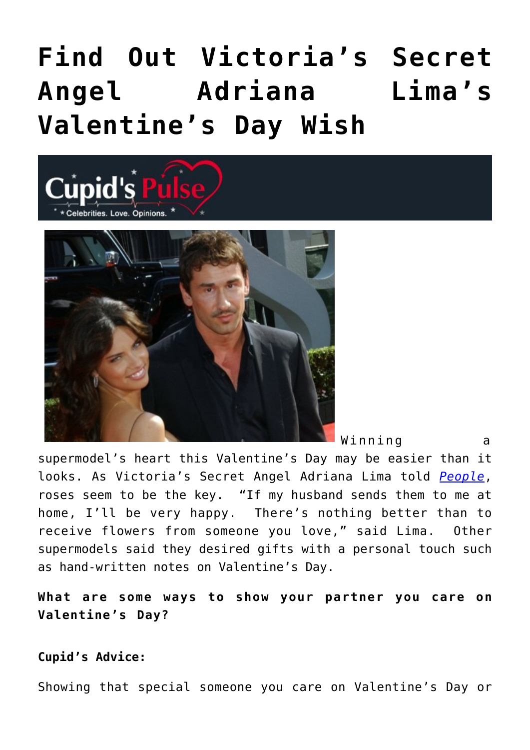# Find Out Victoria's Secret Angel Adriana Lima's Valentine's Day Wish

Winning a supermodel's heart this Valentine's Day may be easier than it looks. As Victoria's Secret Angel Adriana Lima told *People*, roses seem to be the key. "If my husband sends them to me at home, I'll be very happy. There's nothing better than to receive flowers from someone you love," said Lima. Other supermodels said they desired gifts with a personal touch such as hand-written notes on Valentine's Day.

**What are some ways to show your partner you care on Valentine's Day?**

**Cupid's Advice:**

Showing that special someone you care on Valentine's Day or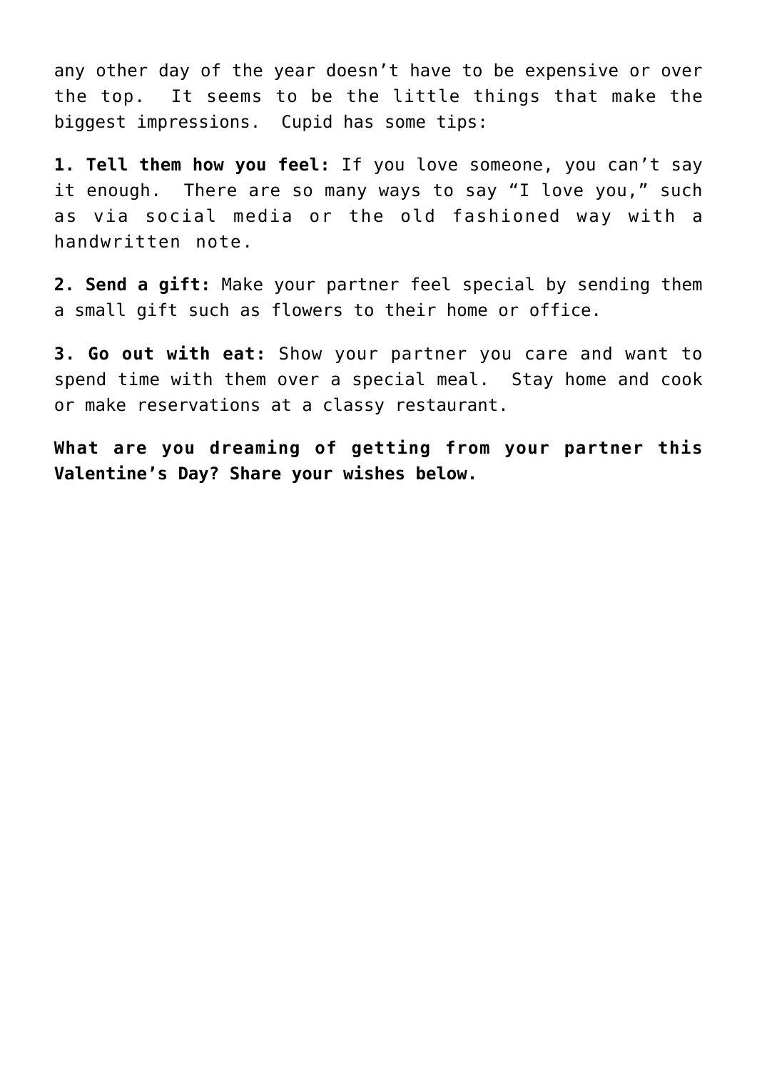any other day of the year doesn't have to be expensive or over the top. It seems to be the little things that make the biggest impressions. Cupid has some tips:

**1. Tell them how you feel:** If you love someone, you can't say it enough. There are so many ways to say "I love you," such as via social media or the old fashioned way with a handwritten note.

**2. Send a gift:** Make your partner feel special by sending them a small gift such as flowers to their home or office.

**3. Go out with eat:** Show your partner you care and want to spend time with them over a special meal. Stay home and cook or make reservations at a classy restaurant.

**What are you dreaming of getting from your partner this Valentine's Day? Share your wishes below.**